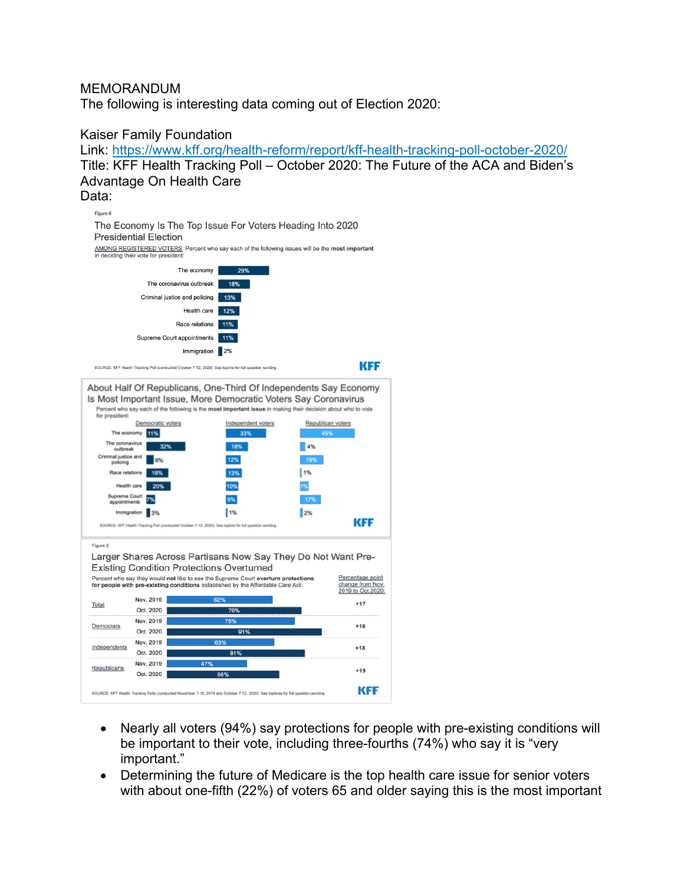MEMORANDUM

The following is interesting data coming out of Election 2020:

Kaiser Family Foundation

Link: https://www.kff.org/health-reform/report/kff-health-tracking-poll-october-2020/

Title: KFF Health Tracking Poll – October 2020: The Future of the ACA and Biden's Advantage On Health Care

Data:

Figure 6

**The Economy Is The Top Issue For Voters Heading Into 2020 Presidential Election**

AMONG REGISTERED VOTERS: Percent who say each of the following issues will be the **most important** in deciding their vote for president:

| Issue | Percent |
|---|---|
| The economy | 29% |
| The coronavirus outbreak | 18% |
| Criminal justice and policing | 13% |
| Health care | 12% |
| Race relations | 11% |
| Supreme Court appointments | 11% |
| Immigration | 2% |

SOURCE: KFF Health Tracking Poll (conducted October 7-12, 2020). See topline for full question wording.

**About Half Of Republicans, One-Third Of Independents Say Economy Is Most Important Issue, More Democratic Voters Say Coronavirus**

Percent who say each of the following is the **most important issue** in making their decision about who to vote for president:

| Issue | Democratic voters | Independent voters | Republican voters |
|---|---|---|---|
| The economy | 11% | 33% | 45% |
| The coronavirus outbreak | 32% | 18% | 4% |
| Criminal justice and policing | 6% | 12% | 19% |
| Race relations | 18% | 13% | 1% |
| Health care | 20% | 10% | 7% |
| Supreme Court appointments | 7% | 9% | 17% |
| Immigration | 3% | 1% | 2% |

SOURCE: KFF Health Tracking Poll (conducted October 7-12, 2020). See topline for full question wording.

Figure 2

**Larger Shares Across Partisans Now Say They Do Not Want Pre-Existing Condition Protections Overturned**

Percent who say they would **not** like to see the Supreme Court **overturn protections for people with pre-existing conditions** established by the Affordable Care Act:

| Group | Nov. 2019 | Oct. 2020 | Percentage point change from Nov. 2019 to Oct. 2020 |
|---|---|---|---|
| Total | 62% | 79% | +17 |
| Democrats | 75% | 91% | +16 |
| Independents | 63% | 81% | +18 |
| Republicans | 47% | 66% | +19 |

SOURCE: KFF Health Tracking Polls (conducted November 7-12, 2019 and October 7-12, 2020). See toplines for full question wording.

- Nearly all voters (94%) say protections for people with pre-existing conditions will be important to their vote, including three-fourths (74%) who say it is "very important."
- Determining the future of Medicare is the top health care issue for senior voters with about one-fifth (22%) of voters 65 and older saying this is the most important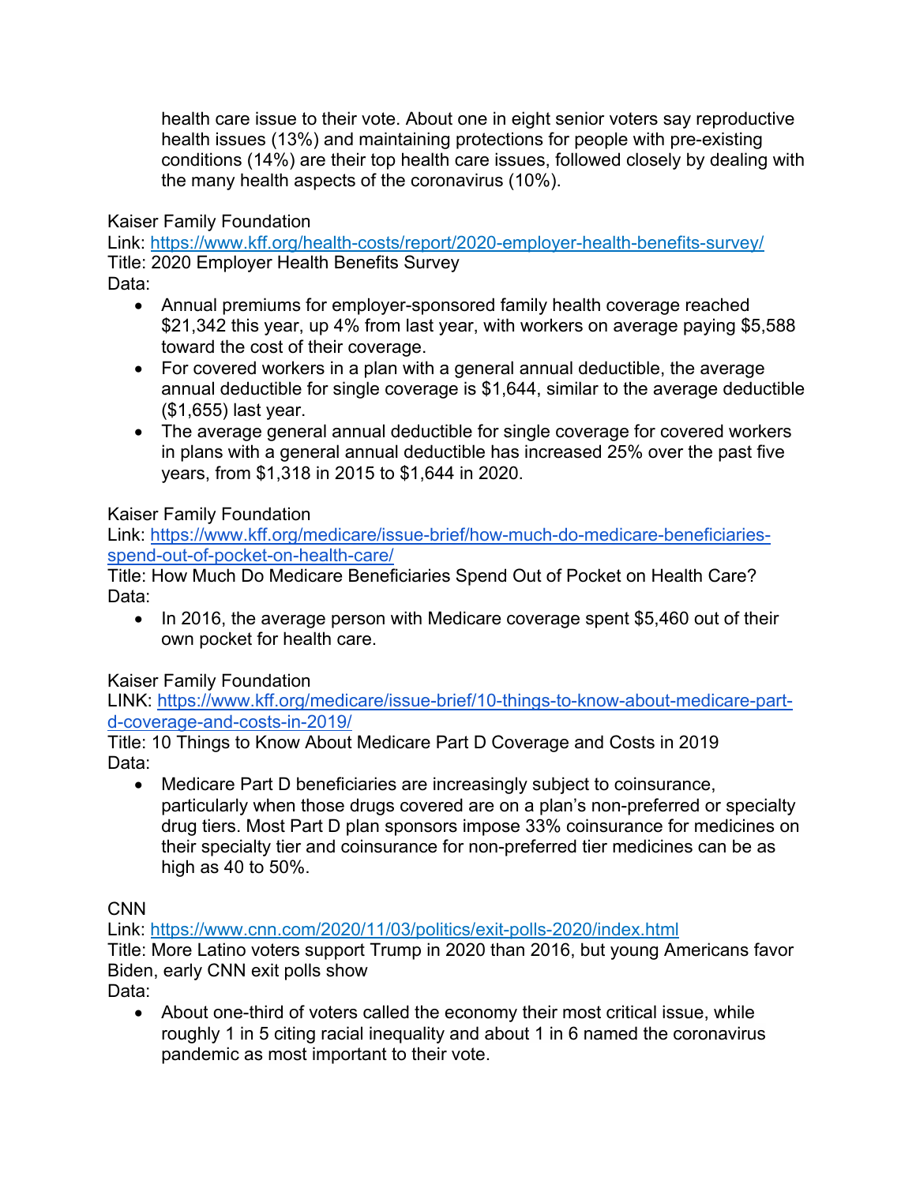health care issue to their vote. About one in eight senior voters say reproductive health issues (13%) and maintaining protections for people with pre-existing conditions (14%) are their top health care issues, followed closely by dealing with the many health aspects of the coronavirus (10%).

Kaiser Family Foundation
Link: [https://www.kff.org/health-costs/report/2020-employer-health-benefits-survey/](https://www.kff.org/health-costs/report/2020-employer-health-benefits-survey/)
Title: 2020 Employer Health Benefits Survey
Data:

- Annual premiums for employer-sponsored family health coverage reached $21,342 this year, up 4% from last year, with workers on average paying $5,588 toward the cost of their coverage.
- For covered workers in a plan with a general annual deductible, the average annual deductible for single coverage is $1,644, similar to the average deductible ($1,655) last year.
- The average general annual deductible for single coverage for covered workers in plans with a general annual deductible has increased 25% over the past five years, from $1,318 in 2015 to $1,644 in 2020.

Kaiser Family Foundation
Link: [https://www.kff.org/medicare/issue-brief/how-much-do-medicare-beneficiaries-spend-out-of-pocket-on-health-care/](https://www.kff.org/medicare/issue-brief/how-much-do-medicare-beneficiaries-spend-out-of-pocket-on-health-care/)
Title: How Much Do Medicare Beneficiaries Spend Out of Pocket on Health Care?
Data:

- In 2016, the average person with Medicare coverage spent $5,460 out of their own pocket for health care.

Kaiser Family Foundation
LINK: [https://www.kff.org/medicare/issue-brief/10-things-to-know-about-medicare-part-d-coverage-and-costs-in-2019/](https://www.kff.org/medicare/issue-brief/10-things-to-know-about-medicare-part-d-coverage-and-costs-in-2019/)
Title: 10 Things to Know About Medicare Part D Coverage and Costs in 2019
Data:

- Medicare Part D beneficiaries are increasingly subject to coinsurance, particularly when those drugs covered are on a plan's non-preferred or specialty drug tiers. Most Part D plan sponsors impose 33% coinsurance for medicines on their specialty tier and coinsurance for non-preferred tier medicines can be as high as 40 to 50%.

CNN
Link: [https://www.cnn.com/2020/11/03/politics/exit-polls-2020/index.html](https://www.cnn.com/2020/11/03/politics/exit-polls-2020/index.html)
Title: More Latino voters support Trump in 2020 than 2016, but young Americans favor Biden, early CNN exit polls show
Data:

- About one-third of voters called the economy their most critical issue, while roughly 1 in 5 citing racial inequality and about 1 in 6 named the coronavirus pandemic as most important to their vote.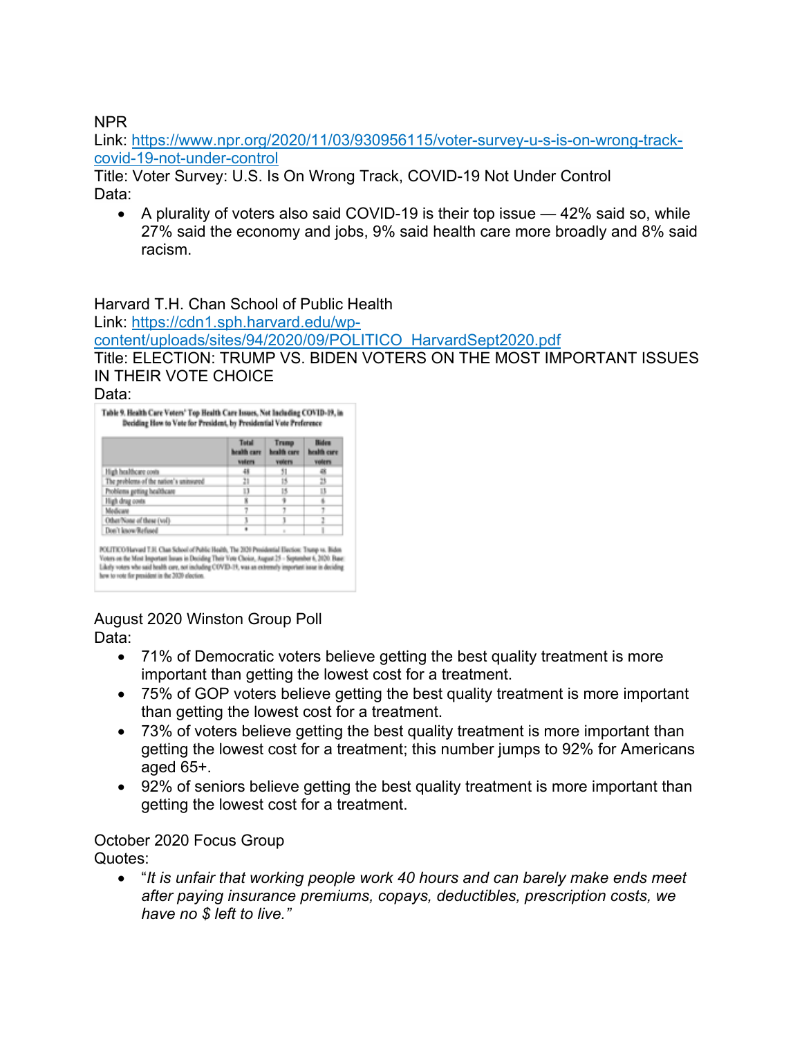NPR
Link: [https://www.npr.org/2020/11/03/930956115/voter-survey-u-s-is-on-wrong-track-covid-19-not-under-control](https://www.npr.org/2020/11/03/930956115/voter-survey-u-s-is-on-wrong-track-covid-19-not-under-control)
Title: Voter Survey: U.S. Is On Wrong Track, COVID-19 Not Under Control
Data:

- A plurality of voters also said COVID-19 is their top issue — 42% said so, while 27% said the economy and jobs, 9% said health care more broadly and 8% said racism.

Harvard T.H. Chan School of Public Health
Link: [https://cdn1.sph.harvard.edu/wp-content/uploads/sites/94/2020/09/POLITICO_HarvardSept2020.pdf](https://cdn1.sph.harvard.edu/wp-content/uploads/sites/94/2020/09/POLITICO_HarvardSept2020.pdf)
Title: ELECTION: TRUMP VS. BIDEN VOTERS ON THE MOST IMPORTANT ISSUES IN THEIR VOTE CHOICE
Data:

**Table 9. Health Care Voters' Top Health Care Issues, Not Including COVID-19, in Deciding How to Vote for President, by Presidential Vote Preference**

| | Total health care voters | Trump health care voters | Biden health care voters |
|---|---|---|---|
| High healthcare costs | 48 | 51 | 48 |
| The problems of the nation's uninsured | 21 | 15 | 23 |
| Problems getting healthcare | 13 | 15 | 13 |
| High drug costs | 8 | 9 | 6 |
| Medicare | 7 | 7 | 7 |
| Other/None of these (vol) | 3 | 3 | 2 |
| Don't know/Refused | * | - | 1 |

POLITICO/Harvard T.H. Chan School of Public Health, The 2020 Presidential Election: Trump vs. Biden Voters on the Most Important Issues in Deciding Their Vote Choice, August 25 – September 6, 2020. Base: Likely voters who said health care, not including COVID-19, was an extremely important issue in deciding how to vote for president in the 2020 election.

August 2020 Winston Group Poll
Data:

- 71% of Democratic voters believe getting the best quality treatment is more important than getting the lowest cost for a treatment.
- 75% of GOP voters believe getting the best quality treatment is more important than getting the lowest cost for a treatment.
- 73% of voters believe getting the best quality treatment is more important than getting the lowest cost for a treatment; this number jumps to 92% for Americans aged 65+.
- 92% of seniors believe getting the best quality treatment is more important than getting the lowest cost for a treatment.

October 2020 Focus Group
Quotes:

- "*It is unfair that working people work 40 hours and can barely make ends meet after paying insurance premiums, copays, deductibles, prescription costs, we have no $ left to live.*"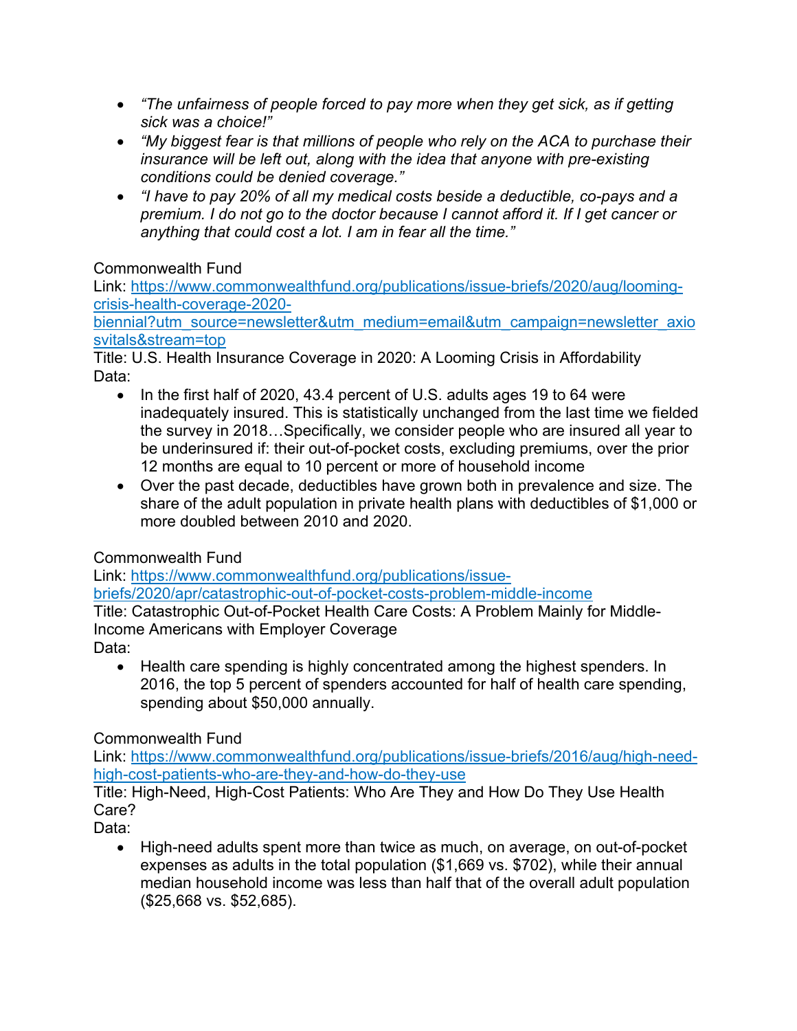- *"The unfairness of people forced to pay more when they get sick, as if getting sick was a choice!"*
- *"My biggest fear is that millions of people who rely on the ACA to purchase their insurance will be left out, along with the idea that anyone with pre-existing conditions could be denied coverage."*
- *"I have to pay 20% of all my medical costs beside a deductible, co-pays and a premium. I do not go to the doctor because I cannot afford it. If I get cancer or anything that could cost a lot. I am in fear all the time."*

Commonwealth Fund
Link: [https://www.commonwealthfund.org/publications/issue-briefs/2020/aug/looming-crisis-health-coverage-2020-biennial?utm_source=newsletter&utm_medium=email&utm_campaign=newsletter_axiosvitals&stream=top](https://www.commonwealthfund.org/publications/issue-briefs/2020/aug/looming-crisis-health-coverage-2020-biennial?utm_source=newsletter&utm_medium=email&utm_campaign=newsletter_axiosvitals&stream=top)
Title: U.S. Health Insurance Coverage in 2020: A Looming Crisis in Affordability
Data:

- In the first half of 2020, 43.4 percent of U.S. adults ages 19 to 64 were inadequately insured. This is statistically unchanged from the last time we fielded the survey in 2018…Specifically, we consider people who are insured all year to be underinsured if: their out-of-pocket costs, excluding premiums, over the prior 12 months are equal to 10 percent or more of household income
- Over the past decade, deductibles have grown both in prevalence and size. The share of the adult population in private health plans with deductibles of $1,000 or more doubled between 2010 and 2020.

Commonwealth Fund
Link: [https://www.commonwealthfund.org/publications/issue-briefs/2020/apr/catastrophic-out-of-pocket-costs-problem-middle-income](https://www.commonwealthfund.org/publications/issue-briefs/2020/apr/catastrophic-out-of-pocket-costs-problem-middle-income)
Title: Catastrophic Out-of-Pocket Health Care Costs: A Problem Mainly for Middle-Income Americans with Employer Coverage
Data:

- Health care spending is highly concentrated among the highest spenders. In 2016, the top 5 percent of spenders accounted for half of health care spending, spending about $50,000 annually.

Commonwealth Fund
Link: [https://www.commonwealthfund.org/publications/issue-briefs/2016/aug/high-need-high-cost-patients-who-are-they-and-how-do-they-use](https://www.commonwealthfund.org/publications/issue-briefs/2016/aug/high-need-high-cost-patients-who-are-they-and-how-do-they-use)
Title: High-Need, High-Cost Patients: Who Are They and How Do They Use Health Care?
Data:

- High-need adults spent more than twice as much, on average, on out-of-pocket expenses as adults in the total population ($1,669 vs. $702), while their annual median household income was less than half that of the overall adult population ($25,668 vs. $52,685).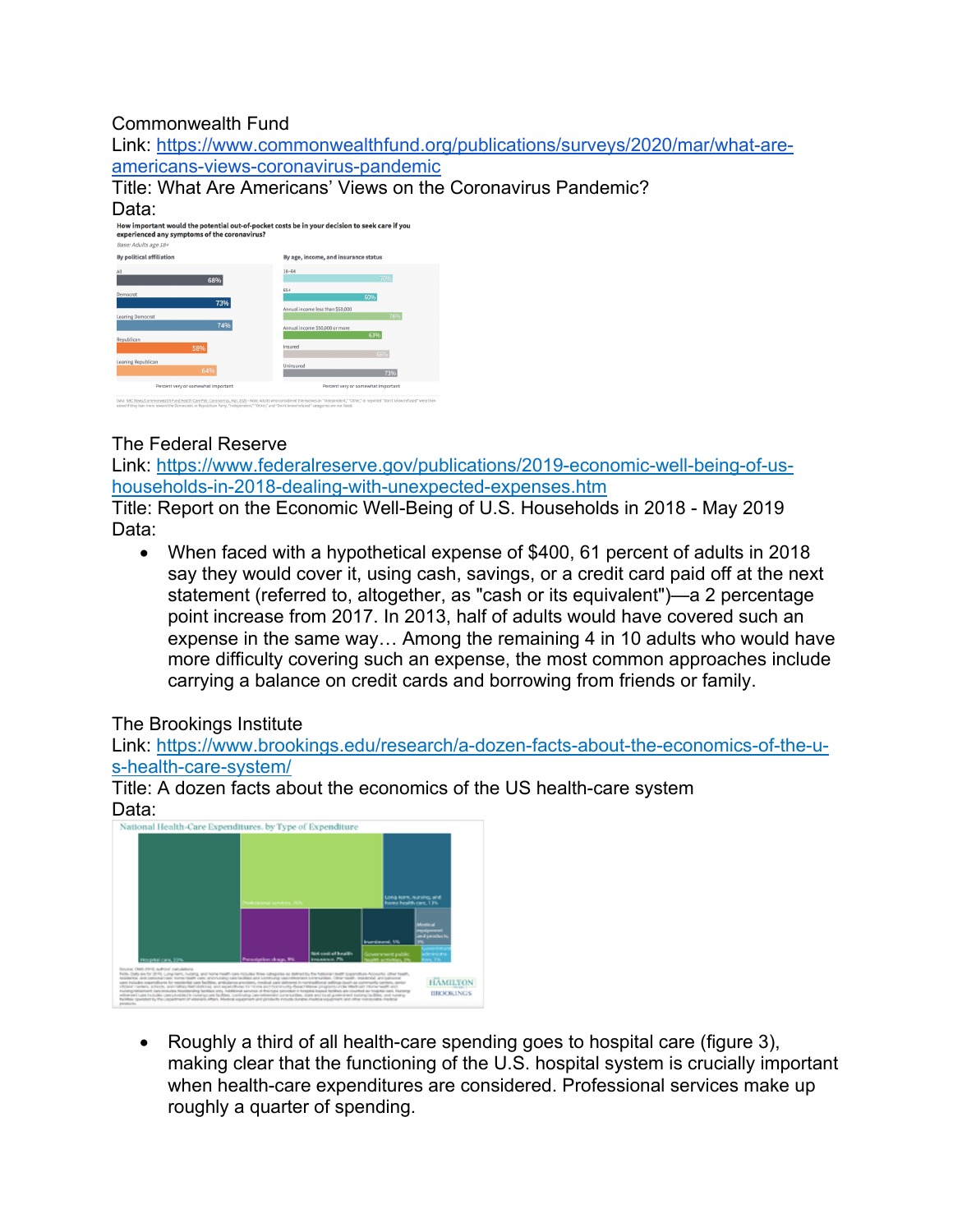Commonwealth Fund
Link: [https://www.commonwealthfund.org/publications/surveys/2020/mar/what-are-americans-views-coronavirus-pandemic](https://www.commonwealthfund.org/publications/surveys/2020/mar/what-are-americans-views-coronavirus-pandemic)
Title: What Are Americans' Views on the Coronavirus Pandemic?
Data:

The Federal Reserve
Link: [https://www.federalreserve.gov/publications/2019-economic-well-being-of-us-households-in-2018-dealing-with-unexpected-expenses.htm](https://www.federalreserve.gov/publications/2019-economic-well-being-of-us-households-in-2018-dealing-with-unexpected-expenses.htm)
Title: Report on the Economic Well-Being of U.S. Households in 2018 - May 2019
Data:

- When faced with a hypothetical expense of $400, 61 percent of adults in 2018 say they would cover it, using cash, savings, or a credit card paid off at the next statement (referred to, altogether, as "cash or its equivalent")—a 2 percentage point increase from 2017. In 2013, half of adults would have covered such an expense in the same way… Among the remaining 4 in 10 adults who would have more difficulty covering such an expense, the most common approaches include carrying a balance on credit cards and borrowing from friends or family.

The Brookings Institute
Link: [https://www.brookings.edu/research/a-dozen-facts-about-the-economics-of-the-u-s-health-care-system/](https://www.brookings.edu/research/a-dozen-facts-about-the-economics-of-the-u-s-health-care-system/)
Title: A dozen facts about the economics of the US health-care system
Data:

- Roughly a third of all health-care spending goes to hospital care (figure 3), making clear that the functioning of the U.S. hospital system is crucially important when health-care expenditures are considered. Professional services make up roughly a quarter of spending.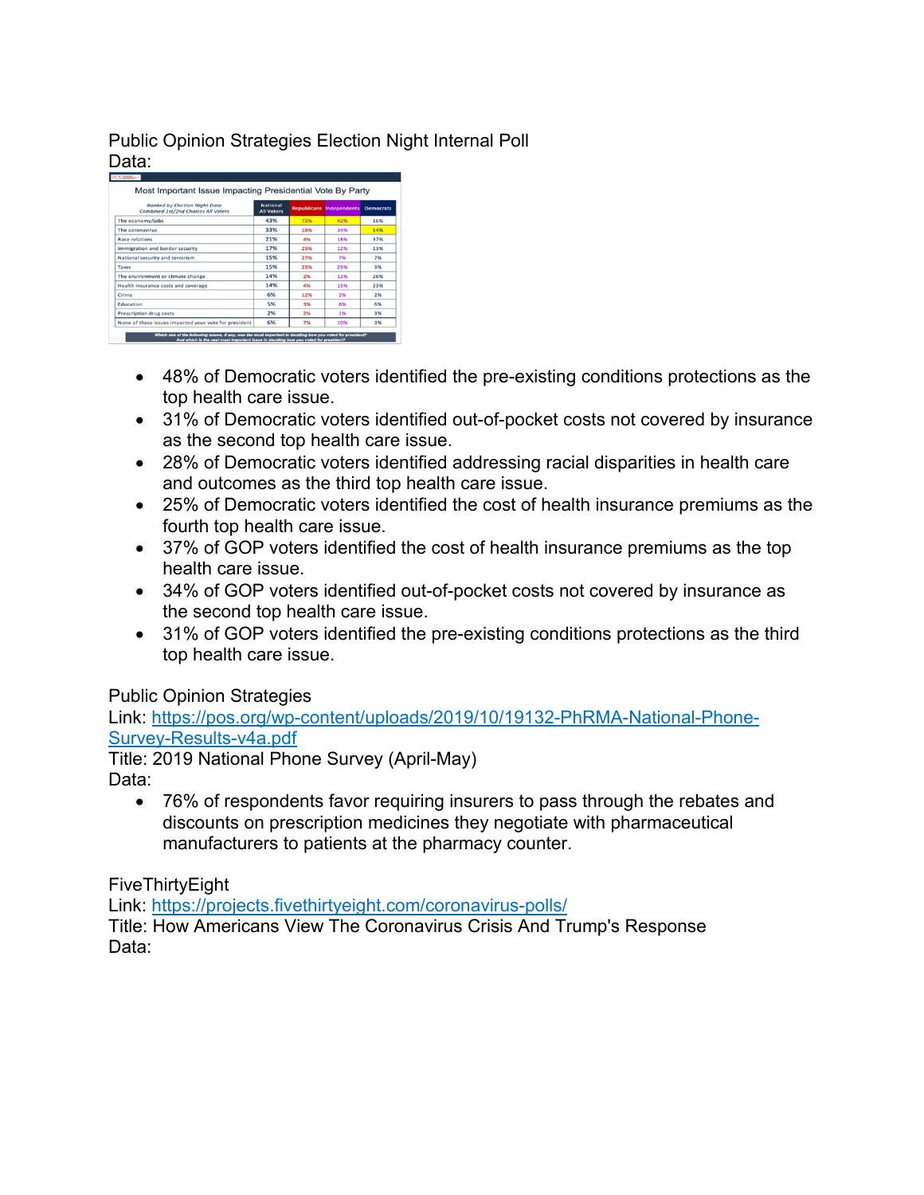Public Opinion Strategies Election Night Internal Poll
Data:

Most Important Issue Impacting Presidential Vote By Party

| Ranked by Election Night Data Combined 1st/2nd Choices All Voters | National All Voters | Republicans | Independents | Democrats |
|---|---|---|---|---|
| The economy/jobs | 43% | 72% | 42% | 16% |
| The coronavirus | 33% | 10% | 34% | 54% |
| Race relations | 21% | 4% | 18% | 37% |
| Immigration and border security | 17% | 23% | 12% | 13% |
| National security and terrorism | 15% | 27% | 7% | 7% |
| Taxes | 15% | 23% | 25% | 3% |
| The environment or climate change | 14% | 2% | 12% | 26% |
| Health insurance costs and coverage | 14% | 4% | 15% | 23% |
| Crime | 6% | 12% | 2% | 2% |
| Education | 5% | 3% | 6% | 6% |
| Prescription drug costs | 2% | 2% | 1% | 3% |
| None of these issues impacted your vote for president | 6% | 7% | 10% | 3% |

Which one of the following issues, if any, was the most important in deciding how you voted for president? And which is the next most important issue in deciding how you voted for president?

- 48% of Democratic voters identified the pre-existing conditions protections as the top health care issue.
- 31% of Democratic voters identified out-of-pocket costs not covered by insurance as the second top health care issue.
- 28% of Democratic voters identified addressing racial disparities in health care and outcomes as the third top health care issue.
- 25% of Democratic voters identified the cost of health insurance premiums as the fourth top health care issue.
- 37% of GOP voters identified the cost of health insurance premiums as the top health care issue.
- 34% of GOP voters identified out-of-pocket costs not covered by insurance as the second top health care issue.
- 31% of GOP voters identified the pre-existing conditions protections as the third top health care issue.

Public Opinion Strategies
Link: https://pos.org/wp-content/uploads/2019/10/19132-PhRMA-National-Phone-Survey-Results-v4a.pdf
Title: 2019 National Phone Survey (April-May)
Data:

- 76% of respondents favor requiring insurers to pass through the rebates and discounts on prescription medicines they negotiate with pharmaceutical manufacturers to patients at the pharmacy counter.

FiveThirtyEight
Link: https://projects.fivethirtyeight.com/coronavirus-polls/
Title: How Americans View The Coronavirus Crisis And Trump's Response
Data: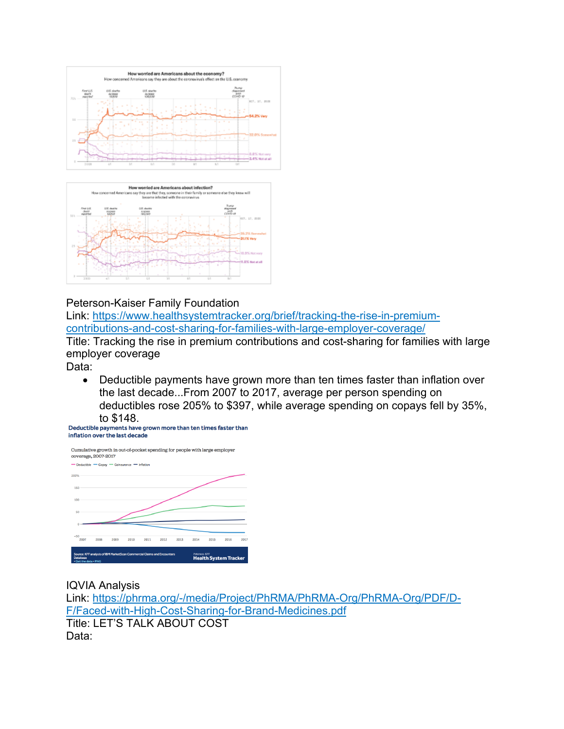Peterson-Kaiser Family Foundation
Link: https://www.healthsystemtracker.org/brief/tracking-the-rise-in-premium-contributions-and-cost-sharing-for-families-with-large-employer-coverage/
Title: Tracking the rise in premium contributions and cost-sharing for families with large employer coverage
Data:

- Deductible payments have grown more than ten times faster than inflation over the last decade...From 2007 to 2017, average per person spending on deductibles rose 205% to $397, while average spending on copays fell by 35%, to $148.

IQVIA Analysis
Link: https://phrma.org/-/media/Project/PhRMA/PhRMA-Org/PhRMA-Org/PDF/D-F/Faced-with-High-Cost-Sharing-for-Brand-Medicines.pdf
Title: LET'S TALK ABOUT COST
Data: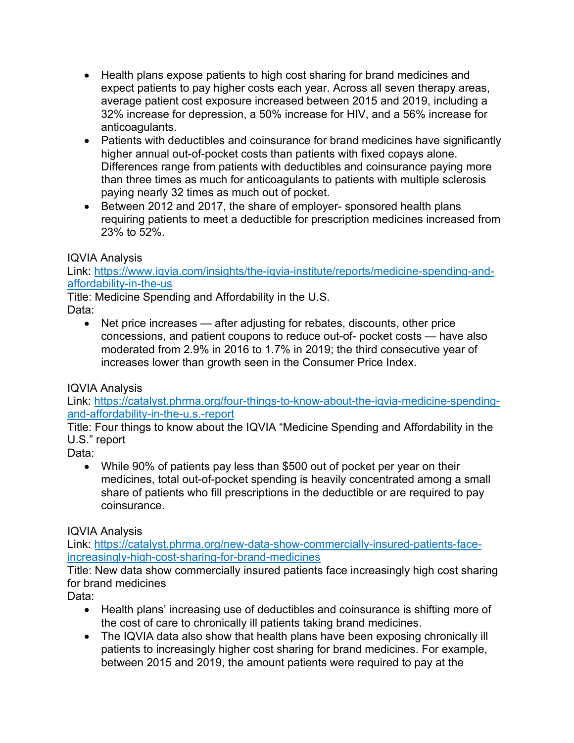- Health plans expose patients to high cost sharing for brand medicines and expect patients to pay higher costs each year. Across all seven therapy areas, average patient cost exposure increased between 2015 and 2019, including a 32% increase for depression, a 50% increase for HIV, and a 56% increase for anticoagulants.
- Patients with deductibles and coinsurance for brand medicines have significantly higher annual out-of-pocket costs than patients with fixed copays alone. Differences range from patients with deductibles and coinsurance paying more than three times as much for anticoagulants to patients with multiple sclerosis paying nearly 32 times as much out of pocket.
- Between 2012 and 2017, the share of employer- sponsored health plans requiring patients to meet a deductible for prescription medicines increased from 23% to 52%.

IQVIA Analysis
Link: [https://www.iqvia.com/insights/the-iqvia-institute/reports/medicine-spending-and-affordability-in-the-us](https://www.iqvia.com/insights/the-iqvia-institute/reports/medicine-spending-and-affordability-in-the-us)
Title: Medicine Spending and Affordability in the U.S.
Data:

- Net price increases — after adjusting for rebates, discounts, other price concessions, and patient coupons to reduce out-of- pocket costs — have also moderated from 2.9% in 2016 to 1.7% in 2019; the third consecutive year of increases lower than growth seen in the Consumer Price Index.

IQVIA Analysis
Link: [https://catalyst.phrma.org/four-things-to-know-about-the-iqvia-medicine-spending-and-affordability-in-the-u.s.-report](https://catalyst.phrma.org/four-things-to-know-about-the-iqvia-medicine-spending-and-affordability-in-the-u.s.-report)
Title: Four things to know about the IQVIA "Medicine Spending and Affordability in the U.S." report
Data:

- While 90% of patients pay less than $500 out of pocket per year on their medicines, total out-of-pocket spending is heavily concentrated among a small share of patients who fill prescriptions in the deductible or are required to pay coinsurance.

IQVIA Analysis
Link: [https://catalyst.phrma.org/new-data-show-commercially-insured-patients-face-increasingly-high-cost-sharing-for-brand-medicines](https://catalyst.phrma.org/new-data-show-commercially-insured-patients-face-increasingly-high-cost-sharing-for-brand-medicines)
Title: New data show commercially insured patients face increasingly high cost sharing for brand medicines
Data:

- Health plans' increasing use of deductibles and coinsurance is shifting more of the cost of care to chronically ill patients taking brand medicines.
- The IQVIA data also show that health plans have been exposing chronically ill patients to increasingly higher cost sharing for brand medicines. For example, between 2015 and 2019, the amount patients were required to pay at the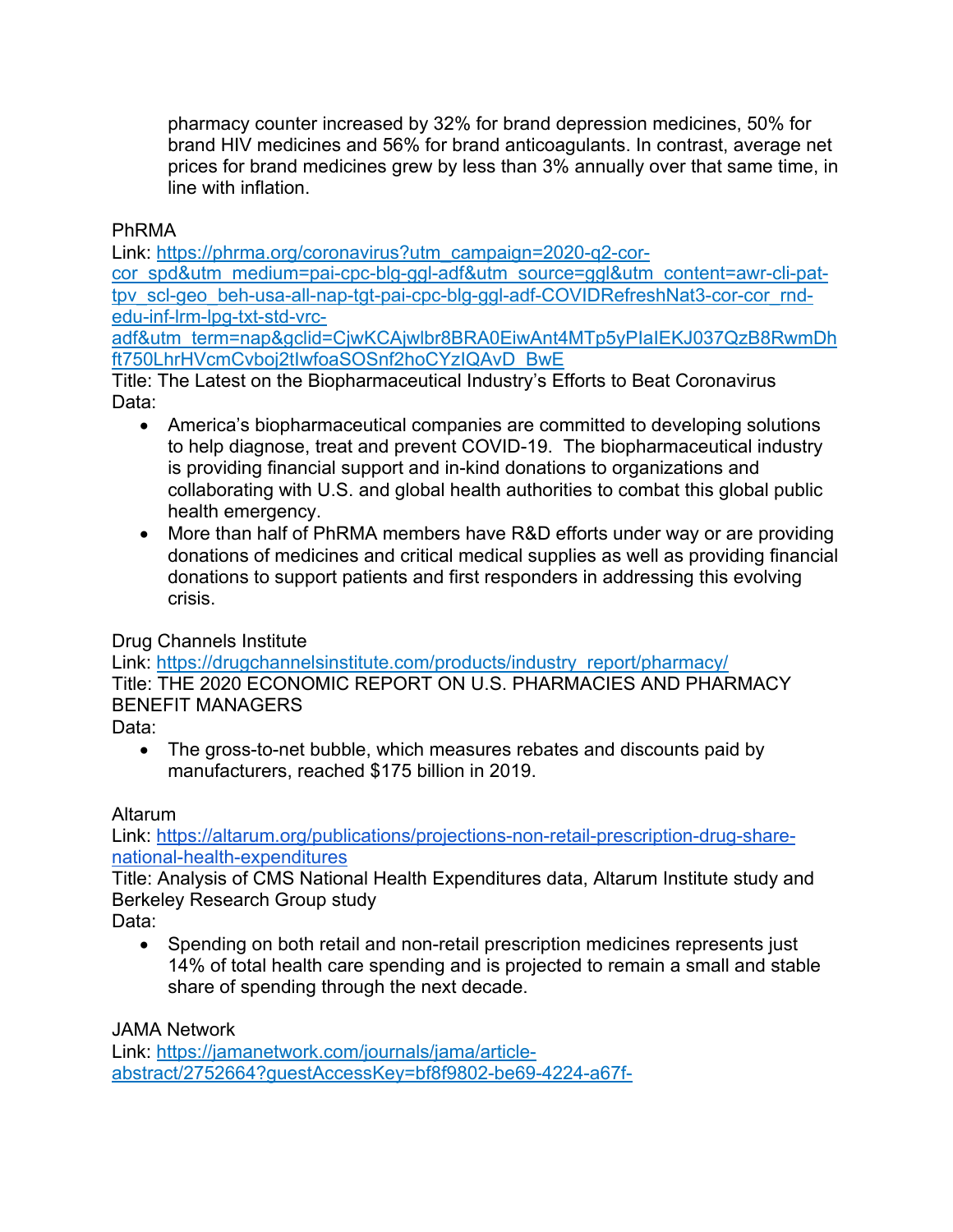pharmacy counter increased by 32% for brand depression medicines, 50% for brand HIV medicines and 56% for brand anticoagulants. In contrast, average net prices for brand medicines grew by less than 3% annually over that same time, in line with inflation.

PhRMA
Link: [https://phrma.org/coronavirus?utm_campaign=2020-q2-cor-cor_spd&utm_medium=pai-cpc-blg-ggl-adf&utm_source=ggl&utm_content=awr-cli-pat-tpv_scl-geo_beh-usa-all-nap-tgt-pai-cpc-blg-ggl-adf-COVIDRefreshNat3-cor-cor_rnd-edu-inf-lrm-lpg-txt-std-vrc-adf&utm_term=nap&gclid=CjwKCAjwlbr8BRA0EiwAnt4MTp5yPIaIEKJ037QzB8RwmDhft750LhrHVcmCvboj2tIwfoaSOSnf2hoCYzIQAvD_BwE](https://phrma.org/coronavirus?utm_campaign=2020-q2-cor-cor_spd&utm_medium=pai-cpc-blg-ggl-adf&utm_source=ggl&utm_content=awr-cli-pat-tpv_scl-geo_beh-usa-all-nap-tgt-pai-cpc-blg-ggl-adf-COVIDRefreshNat3-cor-cor_rnd-edu-inf-lrm-lpg-txt-std-vrc-adf&utm_term=nap&gclid=CjwKCAjwlbr8BRA0EiwAnt4MTp5yPIaIEKJ037QzB8RwmDhft750LhrHVcmCvboj2tIwfoaSOSnf2hoCYzIQAvD_BwE)
Title: The Latest on the Biopharmaceutical Industry's Efforts to Beat Coronavirus
Data:

- America's biopharmaceutical companies are committed to developing solutions to help diagnose, treat and prevent COVID-19. The biopharmaceutical industry is providing financial support and in-kind donations to organizations and collaborating with U.S. and global health authorities to combat this global public health emergency.
- More than half of PhRMA members have R&D efforts under way or are providing donations of medicines and critical medical supplies as well as providing financial donations to support patients and first responders in addressing this evolving crisis.

Drug Channels Institute
Link: [https://drugchannelsinstitute.com/products/industry_report/pharmacy/](https://drugchannelsinstitute.com/products/industry_report/pharmacy/)
Title: THE 2020 ECONOMIC REPORT ON U.S. PHARMACIES AND PHARMACY BENEFIT MANAGERS
Data:

- The gross-to-net bubble, which measures rebates and discounts paid by manufacturers, reached $175 billion in 2019.

Altarum
Link: [https://altarum.org/publications/projections-non-retail-prescription-drug-share-national-health-expenditures](https://altarum.org/publications/projections-non-retail-prescription-drug-share-national-health-expenditures)
Title: Analysis of CMS National Health Expenditures data, Altarum Institute study and Berkeley Research Group study
Data:

- Spending on both retail and non-retail prescription medicines represents just 14% of total health care spending and is projected to remain a small and stable share of spending through the next decade.

JAMA Network
Link: [https://jamanetwork.com/journals/jama/article-abstract/2752664?guestAccessKey=bf8f9802-be69-4224-a67f-](https://jamanetwork.com/journals/jama/article-abstract/2752664?guestAccessKey=bf8f9802-be69-4224-a67f-)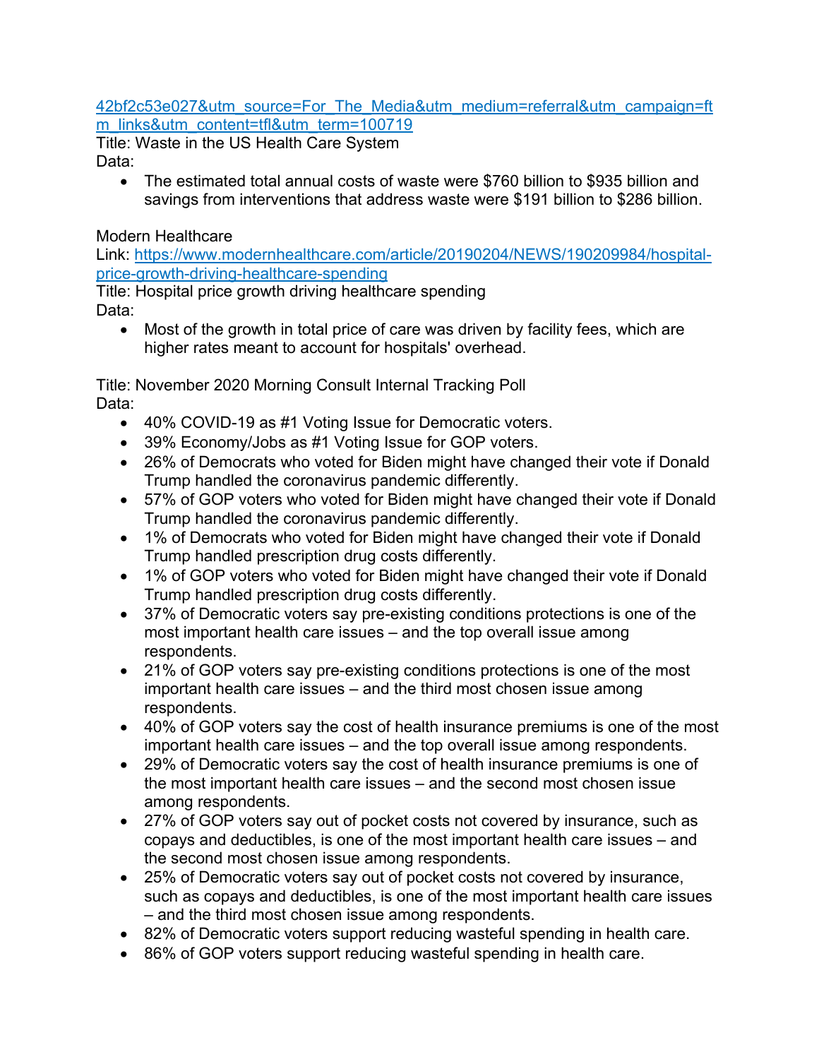42bf2c53e027&utm_source=For_The_Media&utm_medium=referral&utm_campaign=ftm_links&utm_content=tfl&utm_term=100719

Title: Waste in the US Health Care System

Data:

- The estimated total annual costs of waste were $760 billion to $935 billion and savings from interventions that address waste were $191 billion to $286 billion.

Modern Healthcare

Link: https://www.modernhealthcare.com/article/20190204/NEWS/190209984/hospital-price-growth-driving-healthcare-spending

Title: Hospital price growth driving healthcare spending

Data:

- Most of the growth in total price of care was driven by facility fees, which are higher rates meant to account for hospitals' overhead.

Title: November 2020 Morning Consult Internal Tracking Poll

Data:

- 40% COVID-19 as #1 Voting Issue for Democratic voters.
- 39% Economy/Jobs as #1 Voting Issue for GOP voters.
- 26% of Democrats who voted for Biden might have changed their vote if Donald Trump handled the coronavirus pandemic differently.
- 57% of GOP voters who voted for Biden might have changed their vote if Donald Trump handled the coronavirus pandemic differently.
- 1% of Democrats who voted for Biden might have changed their vote if Donald Trump handled prescription drug costs differently.
- 1% of GOP voters who voted for Biden might have changed their vote if Donald Trump handled prescription drug costs differently.
- 37% of Democratic voters say pre-existing conditions protections is one of the most important health care issues – and the top overall issue among respondents.
- 21% of GOP voters say pre-existing conditions protections is one of the most important health care issues – and the third most chosen issue among respondents.
- 40% of GOP voters say the cost of health insurance premiums is one of the most important health care issues – and the top overall issue among respondents.
- 29% of Democratic voters say the cost of health insurance premiums is one of the most important health care issues – and the second most chosen issue among respondents.
- 27% of GOP voters say out of pocket costs not covered by insurance, such as copays and deductibles, is one of the most important health care issues – and the second most chosen issue among respondents.
- 25% of Democratic voters say out of pocket costs not covered by insurance, such as copays and deductibles, is one of the most important health care issues – and the third most chosen issue among respondents.
- 82% of Democratic voters support reducing wasteful spending in health care.
- 86% of GOP voters support reducing wasteful spending in health care.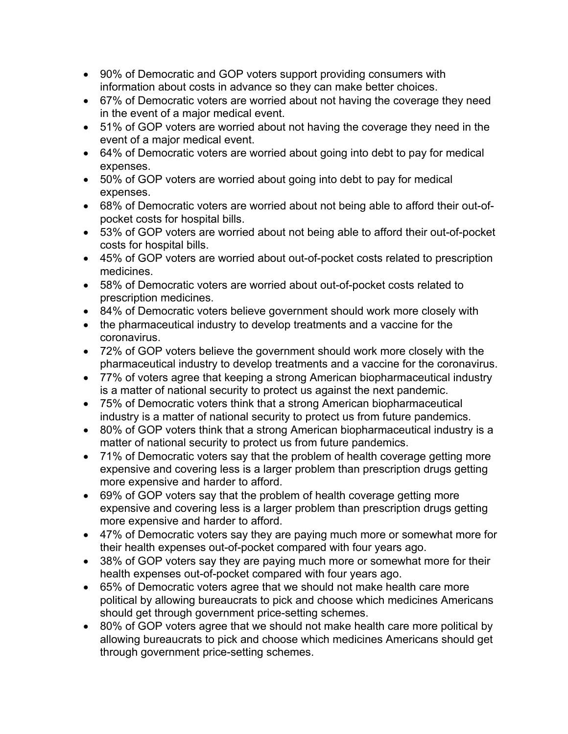- 90% of Democratic and GOP voters support providing consumers with information about costs in advance so they can make better choices.
- 67% of Democratic voters are worried about not having the coverage they need in the event of a major medical event.
- 51% of GOP voters are worried about not having the coverage they need in the event of a major medical event.
- 64% of Democratic voters are worried about going into debt to pay for medical expenses.
- 50% of GOP voters are worried about going into debt to pay for medical expenses.
- 68% of Democratic voters are worried about not being able to afford their out-of-pocket costs for hospital bills.
- 53% of GOP voters are worried about not being able to afford their out-of-pocket costs for hospital bills.
- 45% of GOP voters are worried about out-of-pocket costs related to prescription medicines.
- 58% of Democratic voters are worried about out-of-pocket costs related to prescription medicines.
- 84% of Democratic voters believe government should work more closely with
- the pharmaceutical industry to develop treatments and a vaccine for the coronavirus.
- 72% of GOP voters believe the government should work more closely with the pharmaceutical industry to develop treatments and a vaccine for the coronavirus.
- 77% of voters agree that keeping a strong American biopharmaceutical industry is a matter of national security to protect us against the next pandemic.
- 75% of Democratic voters think that a strong American biopharmaceutical industry is a matter of national security to protect us from future pandemics.
- 80% of GOP voters think that a strong American biopharmaceutical industry is a matter of national security to protect us from future pandemics.
- 71% of Democratic voters say that the problem of health coverage getting more expensive and covering less is a larger problem than prescription drugs getting more expensive and harder to afford.
- 69% of GOP voters say that the problem of health coverage getting more expensive and covering less is a larger problem than prescription drugs getting more expensive and harder to afford.
- 47% of Democratic voters say they are paying much more or somewhat more for their health expenses out-of-pocket compared with four years ago.
- 38% of GOP voters say they are paying much more or somewhat more for their health expenses out-of-pocket compared with four years ago.
- 65% of Democratic voters agree that we should not make health care more political by allowing bureaucrats to pick and choose which medicines Americans should get through government price-setting schemes.
- 80% of GOP voters agree that we should not make health care more political by allowing bureaucrats to pick and choose which medicines Americans should get through government price-setting schemes.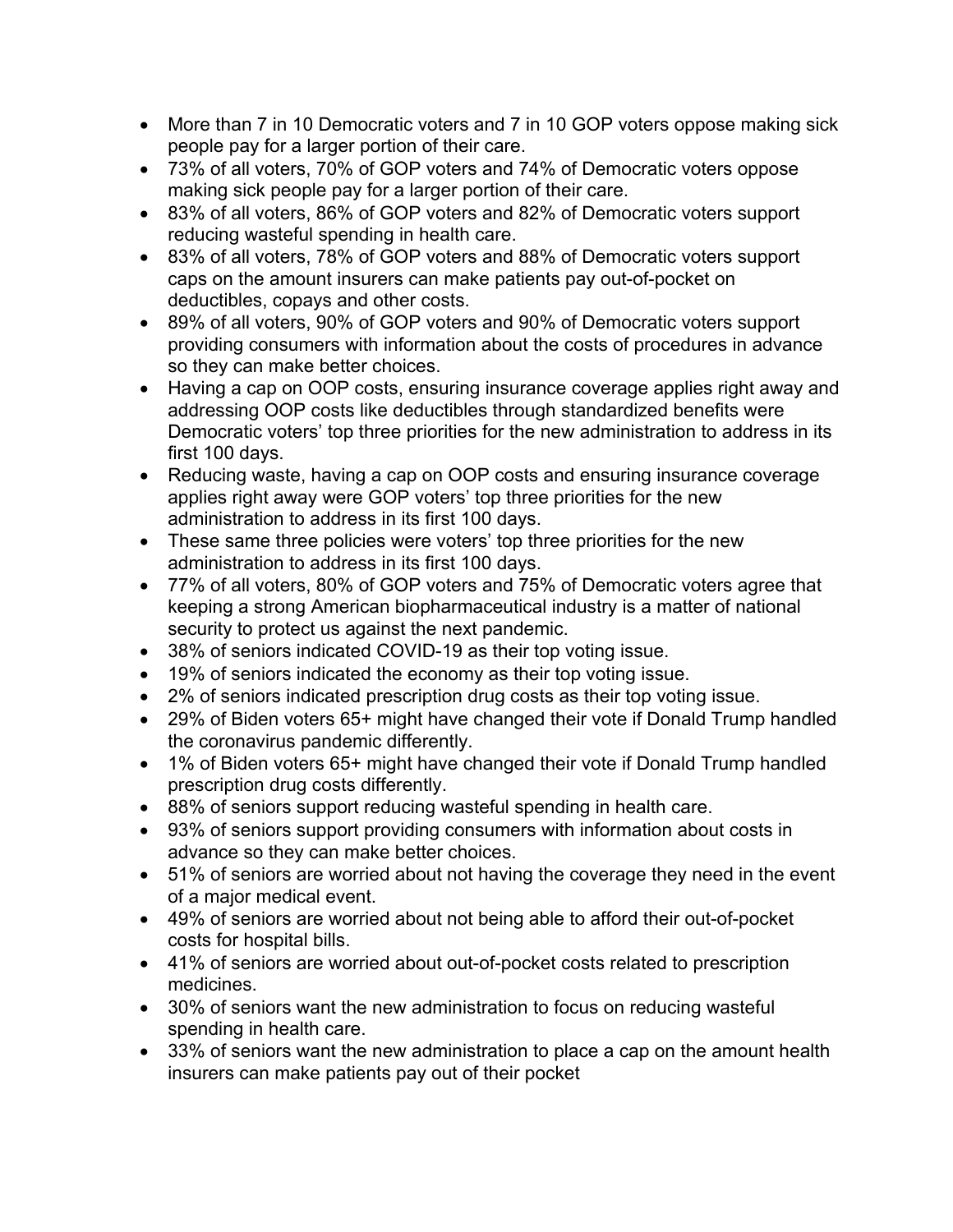- More than 7 in 10 Democratic voters and 7 in 10 GOP voters oppose making sick people pay for a larger portion of their care.
- 73% of all voters, 70% of GOP voters and 74% of Democratic voters oppose making sick people pay for a larger portion of their care.
- 83% of all voters, 86% of GOP voters and 82% of Democratic voters support reducing wasteful spending in health care.
- 83% of all voters, 78% of GOP voters and 88% of Democratic voters support caps on the amount insurers can make patients pay out-of-pocket on deductibles, copays and other costs.
- 89% of all voters, 90% of GOP voters and 90% of Democratic voters support providing consumers with information about the costs of procedures in advance so they can make better choices.
- Having a cap on OOP costs, ensuring insurance coverage applies right away and addressing OOP costs like deductibles through standardized benefits were Democratic voters' top three priorities for the new administration to address in its first 100 days.
- Reducing waste, having a cap on OOP costs and ensuring insurance coverage applies right away were GOP voters' top three priorities for the new administration to address in its first 100 days.
- These same three policies were voters' top three priorities for the new administration to address in its first 100 days.
- 77% of all voters, 80% of GOP voters and 75% of Democratic voters agree that keeping a strong American biopharmaceutical industry is a matter of national security to protect us against the next pandemic.
- 38% of seniors indicated COVID-19 as their top voting issue.
- 19% of seniors indicated the economy as their top voting issue.
- 2% of seniors indicated prescription drug costs as their top voting issue.
- 29% of Biden voters 65+ might have changed their vote if Donald Trump handled the coronavirus pandemic differently.
- 1% of Biden voters 65+ might have changed their vote if Donald Trump handled prescription drug costs differently.
- 88% of seniors support reducing wasteful spending in health care.
- 93% of seniors support providing consumers with information about costs in advance so they can make better choices.
- 51% of seniors are worried about not having the coverage they need in the event of a major medical event.
- 49% of seniors are worried about not being able to afford their out-of-pocket costs for hospital bills.
- 41% of seniors are worried about out-of-pocket costs related to prescription medicines.
- 30% of seniors want the new administration to focus on reducing wasteful spending in health care.
- 33% of seniors want the new administration to place a cap on the amount health insurers can make patients pay out of their pocket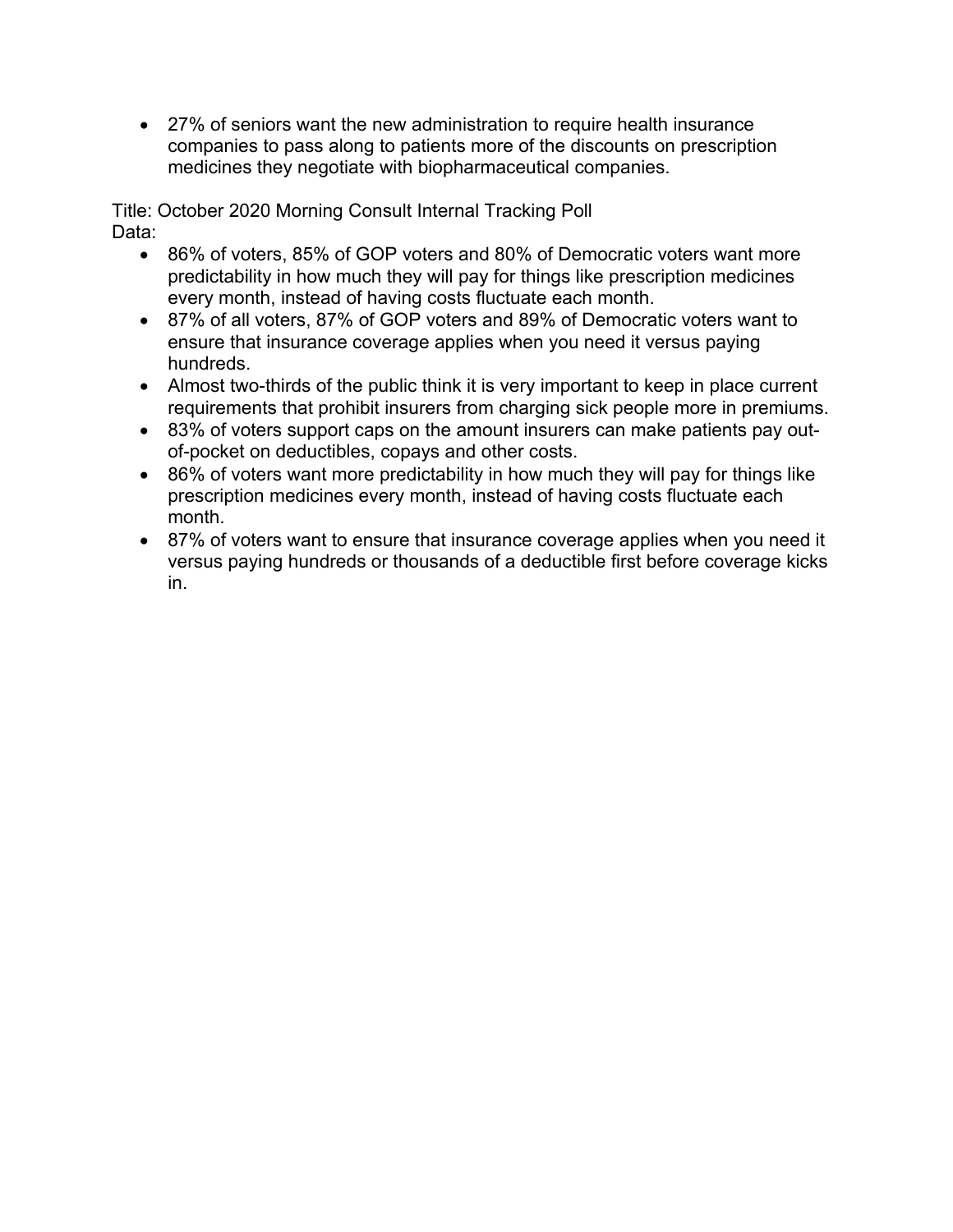- 27% of seniors want the new administration to require health insurance companies to pass along to patients more of the discounts on prescription medicines they negotiate with biopharmaceutical companies.

Title: October 2020 Morning Consult Internal Tracking Poll
Data:

- 86% of voters, 85% of GOP voters and 80% of Democratic voters want more predictability in how much they will pay for things like prescription medicines every month, instead of having costs fluctuate each month.
- 87% of all voters, 87% of GOP voters and 89% of Democratic voters want to ensure that insurance coverage applies when you need it versus paying hundreds.
- Almost two-thirds of the public think it is very important to keep in place current requirements that prohibit insurers from charging sick people more in premiums.
- 83% of voters support caps on the amount insurers can make patients pay out-of-pocket on deductibles, copays and other costs.
- 86% of voters want more predictability in how much they will pay for things like prescription medicines every month, instead of having costs fluctuate each month.
- 87% of voters want to ensure that insurance coverage applies when you need it versus paying hundreds or thousands of a deductible first before coverage kicks in.